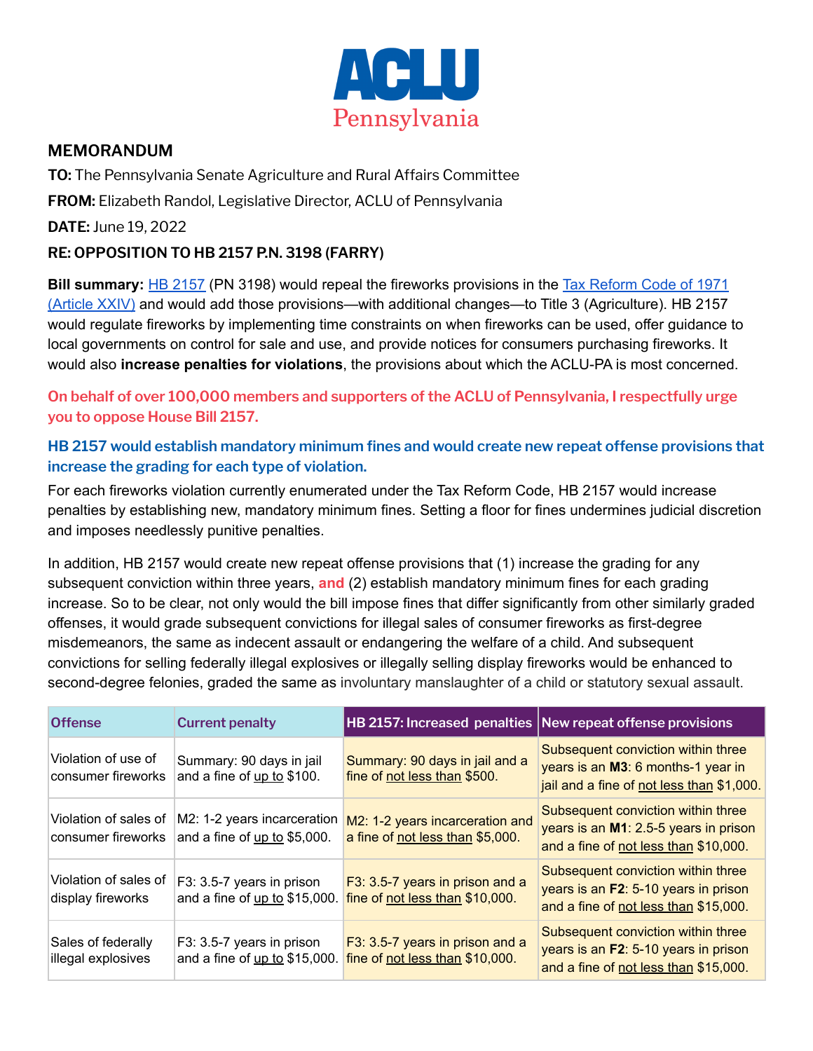ACLU Pennsylvania

## MEMORANDUM

**TO:** The Pennsylvania Senate Agriculture and Rural Affairs Committee

**FROM:** Elizabeth Randol, Legislative Director, ACLU of Pennsylvania

**DATE:** June 19, 2022

**RE: OPPOSITION TO HB 2157 P.N. 3198 (FARRY)**

**Bill summary:** HB 2157 (PN 3198) would repeal the fireworks provisions in the Tax Reform Code of 1971 (Article XXIV) and would add those provisions—with additional changes—to Title 3 (Agriculture). HB 2157 would regulate fireworks by implementing time constraints on when fireworks can be used, offer guidance to local governments on control for sale and use, and provide notices for consumers purchasing fireworks. It would also **increase penalties for violations**, the provisions about which the ACLU-PA is most concerned.

**On behalf of over 100,000 members and supporters of the ACLU of Pennsylvania, I respectfully urge you to oppose House Bill 2157.**

**HB 2157 would establish mandatory minimum fines and would create new repeat offense provisions that increase the grading for each type of violation.**

For each fireworks violation currently enumerated under the Tax Reform Code, HB 2157 would increase penalties by establishing new, mandatory minimum fines. Setting a floor for fines undermines judicial discretion and imposes needlessly punitive penalties.

In addition, HB 2157 would create new repeat offense provisions that (1) increase the grading for any subsequent conviction within three years, **and** (2) establish mandatory minimum fines for each grading increase. So to be clear, not only would the bill impose fines that differ significantly from other similarly graded offenses, it would grade subsequent convictions for illegal sales of consumer fireworks as first-degree misdemeanors, the same as indecent assault or endangering the welfare of a child. And subsequent convictions for selling federally illegal explosives or illegally selling display fireworks would be enhanced to second-degree felonies, graded the same as involuntary manslaughter of a child or statutory sexual assault.

| Offense | Current penalty | HB 2157: Increased penalties | New repeat offense provisions |
|---|---|---|---|
| Violation of use of consumer fireworks | Summary: 90 days in jail and a fine of up to $100. | Summary: 90 days in jail and a fine of not less than $500. | Subsequent conviction within three years is an **M3**: 6 months-1 year in jail and a fine of not less than $1,000. |
| Violation of sales of consumer fireworks | M2: 1-2 years incarceration and a fine of up to $5,000. | M2: 1-2 years incarceration and a fine of not less than $5,000. | Subsequent conviction within three years is an **M1**: 2.5-5 years in prison and a fine of not less than $10,000. |
| Violation of sales of display fireworks | F3: 3.5-7 years in prison and a fine of up to $15,000. | F3: 3.5-7 years in prison and a fine of not less than $10,000. | Subsequent conviction within three years is an **F2**: 5-10 years in prison and a fine of not less than $15,000. |
| Sales of federally illegal explosives | F3: 3.5-7 years in prison and a fine of up to $15,000. | F3: 3.5-7 years in prison and a fine of not less than $10,000. | Subsequent conviction within three years is an **F2**: 5-10 years in prison and a fine of not less than $15,000. |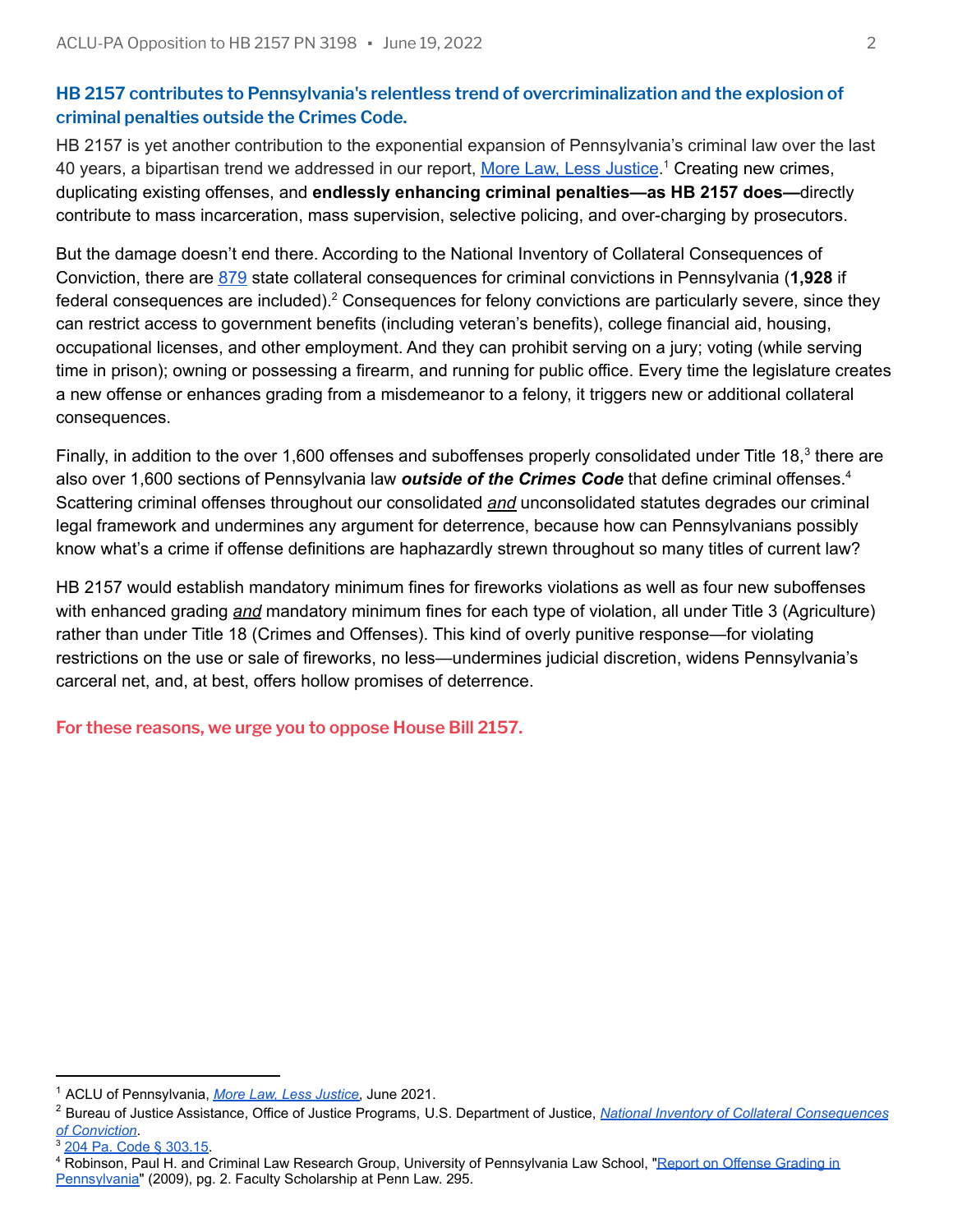## HB 2157 contributes to Pennsylvania's relentless trend of overcriminalization and the explosion of criminal penalties outside the Crimes Code.

HB 2157 is yet another contribution to the exponential expansion of Pennsylvania's criminal law over the last 40 years, a bipartisan trend we addressed in our report, More Law, Less Justice.[1] Creating new crimes, duplicating existing offenses, and **endlessly enhancing criminal penalties—as HB 2157 does—**directly contribute to mass incarceration, mass supervision, selective policing, and over-charging by prosecutors.

But the damage doesn't end there. According to the National Inventory of Collateral Consequences of Conviction, there are 879 state collateral consequences for criminal convictions in Pennsylvania (**1,928** if federal consequences are included).[2] Consequences for felony convictions are particularly severe, since they can restrict access to government benefits (including veteran's benefits), college financial aid, housing, occupational licenses, and other employment. And they can prohibit serving on a jury; voting (while serving time in prison); owning or possessing a firearm, and running for public office. Every time the legislature creates a new offense or enhances grading from a misdemeanor to a felony, it triggers new or additional collateral consequences.

Finally, in addition to the over 1,600 offenses and suboffenses properly consolidated under Title 18,[3] there are also over 1,600 sections of Pennsylvania law ***outside of the Crimes Code*** that define criminal offenses.[4] Scattering criminal offenses throughout our consolidated *and* unconsolidated statutes degrades our criminal legal framework and undermines any argument for deterrence, because how can Pennsylvanians possibly know what's a crime if offense definitions are haphazardly strewn throughout so many titles of current law?

HB 2157 would establish mandatory minimum fines for fireworks violations as well as four new suboffenses with enhanced grading *and* mandatory minimum fines for each type of violation, all under Title 3 (Agriculture) rather than under Title 18 (Crimes and Offenses). This kind of overly punitive response—for violating restrictions on the use or sale of fireworks, no less—undermines judicial discretion, widens Pennsylvania's carceral net, and, at best, offers hollow promises of deterrence.

**For these reasons, we urge you to oppose House Bill 2157.**

---

[1] ACLU of Pennsylvania, *More Law, Less Justice*, June 2021.

[2] Bureau of Justice Assistance, Office of Justice Programs, U.S. Department of Justice, *National Inventory of Collateral Consequences of Conviction*.

[3] 204 Pa. Code § 303.15.

[4] Robinson, Paul H. and Criminal Law Research Group, University of Pennsylvania Law School, "Report on Offense Grading in Pennsylvania" (2009), pg. 2. Faculty Scholarship at Penn Law. 295.